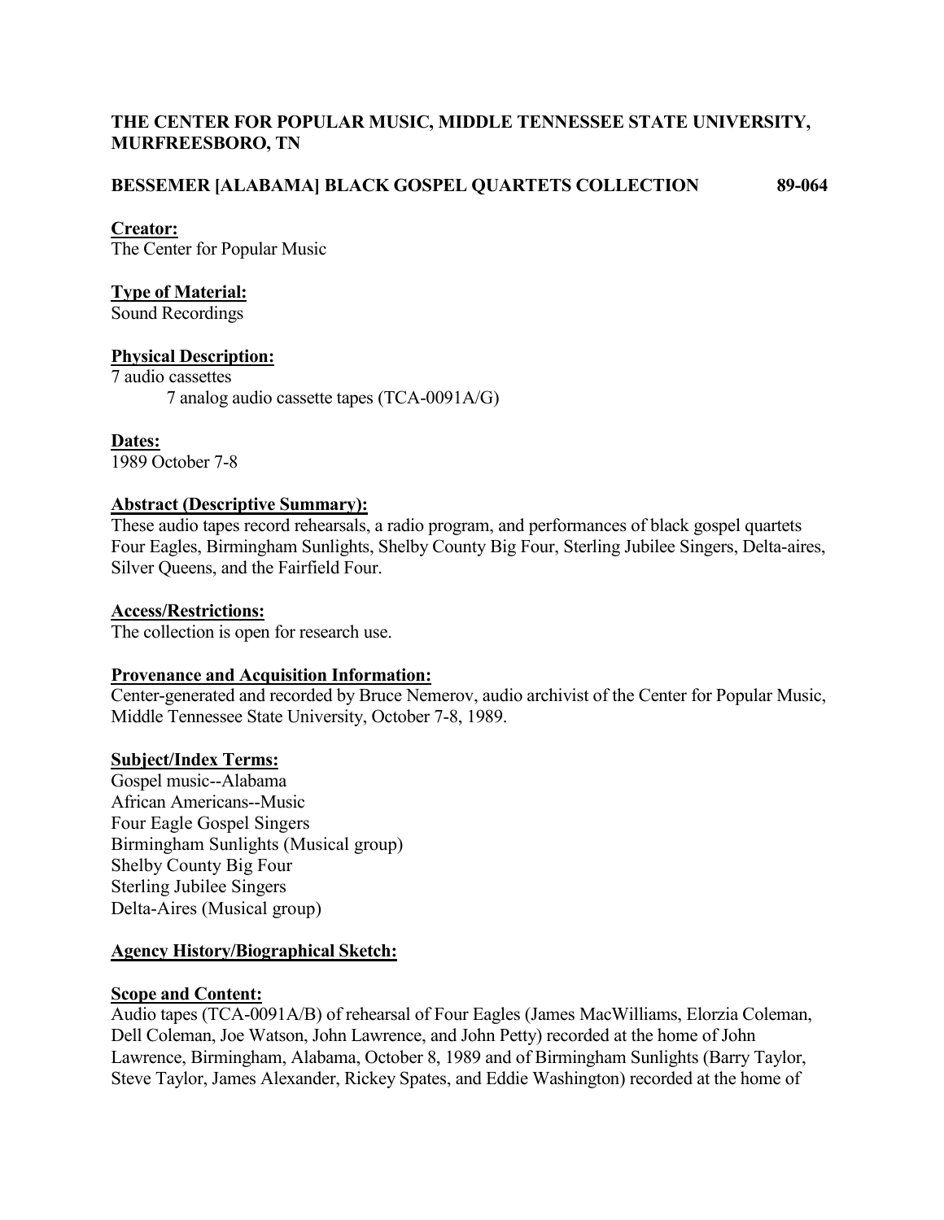**THE CENTER FOR POPULAR MUSIC, MIDDLE TENNESSEE STATE UNIVERSITY, MURFREESBORO, TN**

**BESSEMER [ALABAMA] BLACK GOSPEL QUARTETS COLLECTION 89-064**

**Creator:**
The Center for Popular Music

**Type of Material:**
Sound Recordings

**Physical Description:**
7 audio cassettes
 7 analog audio cassette tapes (TCA-0091A/G)

**Dates:**
1989 October 7-8

**Abstract (Descriptive Summary):**
These audio tapes record rehearsals, a radio program, and performances of black gospel quartets Four Eagles, Birmingham Sunlights, Shelby County Big Four, Sterling Jubilee Singers, Delta-aires, Silver Queens, and the Fairfield Four.

**Access/Restrictions:**
The collection is open for research use.

**Provenance and Acquisition Information:**
Center-generated and recorded by Bruce Nemerov, audio archivist of the Center for Popular Music, Middle Tennessee State University, October 7-8, 1989.

**Subject/Index Terms:**
Gospel music--Alabama
African Americans--Music
Four Eagle Gospel Singers
Birmingham Sunlights (Musical group)
Shelby County Big Four
Sterling Jubilee Singers
Delta-Aires (Musical group)

**Agency History/Biographical Sketch:**

**Scope and Content:**
Audio tapes (TCA-0091A/B) of rehearsal of Four Eagles (James MacWilliams, Elorzia Coleman, Dell Coleman, Joe Watson, John Lawrence, and John Petty) recorded at the home of John Lawrence, Birmingham, Alabama, October 8, 1989 and of Birmingham Sunlights (Barry Taylor, Steve Taylor, James Alexander, Rickey Spates, and Eddie Washington) recorded at the home of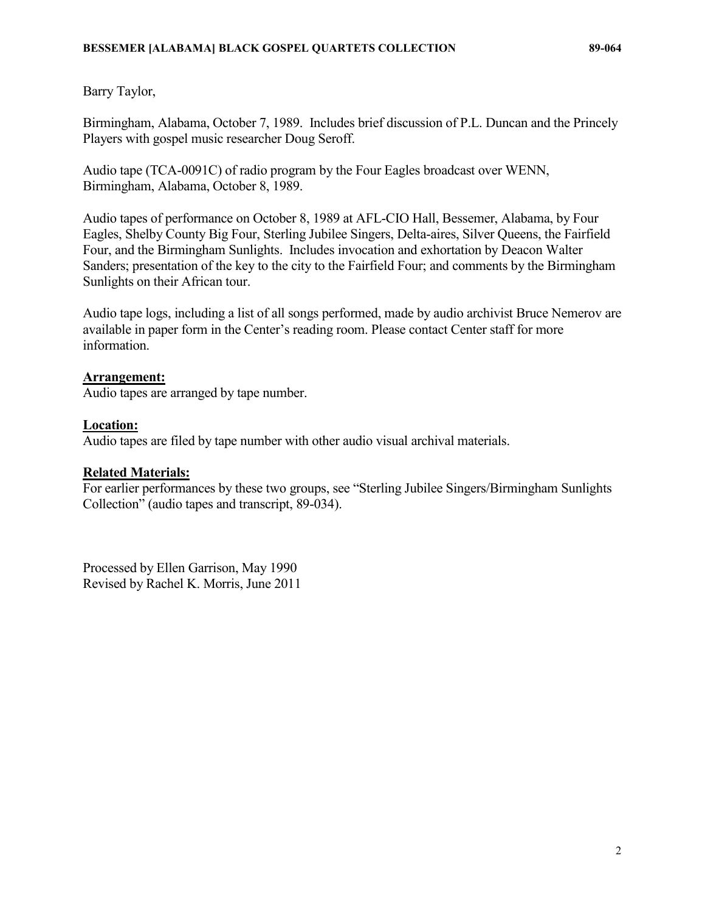Barry Taylor,

Birmingham, Alabama, October 7, 1989. Includes brief discussion of P.L. Duncan and the Princely Players with gospel music researcher Doug Seroff.

Audio tape (TCA-0091C) of radio program by the Four Eagles broadcast over WENN, Birmingham, Alabama, October 8, 1989.

Audio tapes of performance on October 8, 1989 at AFL-CIO Hall, Bessemer, Alabama, by Four Eagles, Shelby County Big Four, Sterling Jubilee Singers, Delta-aires, Silver Queens, the Fairfield Four, and the Birmingham Sunlights. Includes invocation and exhortation by Deacon Walter Sanders; presentation of the key to the city to the Fairfield Four; and comments by the Birmingham Sunlights on their African tour.

Audio tape logs, including a list of all songs performed, made by audio archivist Bruce Nemerov are available in paper form in the Center's reading room. Please contact Center staff for more information.

**Arrangement:**
Audio tapes are arranged by tape number.

**Location:**
Audio tapes are filed by tape number with other audio visual archival materials.

**Related Materials:**
For earlier performances by these two groups, see "Sterling Jubilee Singers/Birmingham Sunlights Collection" (audio tapes and transcript, 89-034).

Processed by Ellen Garrison, May 1990
Revised by Rachel K. Morris, June 2011